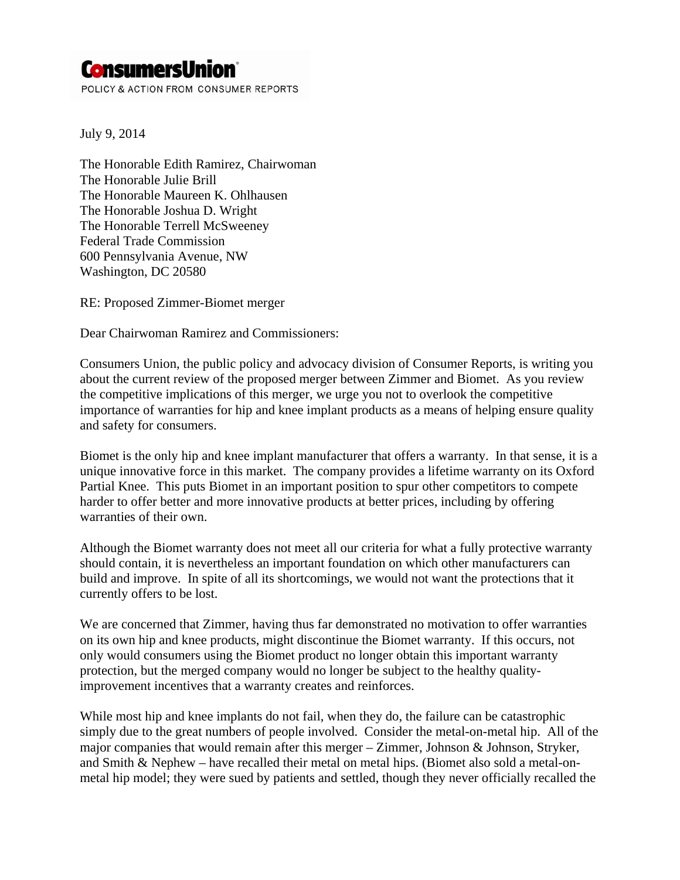**ConsumersUnion**

POLICY & ACTION FROM CONSUMER REPORTS

July 9, 2014

The Honorable Edith Ramirez, Chairwoman
The Honorable Julie Brill
The Honorable Maureen K. Ohlhausen
The Honorable Joshua D. Wright
The Honorable Terrell McSweeney
Federal Trade Commission
600 Pennsylvania Avenue, NW
Washington, DC 20580

RE: Proposed Zimmer-Biomet merger

Dear Chairwoman Ramirez and Commissioners:

Consumers Union, the public policy and advocacy division of Consumer Reports, is writing you about the current review of the proposed merger between Zimmer and Biomet. As you review the competitive implications of this merger, we urge you not to overlook the competitive importance of warranties for hip and knee implant products as a means of helping ensure quality and safety for consumers.

Biomet is the only hip and knee implant manufacturer that offers a warranty. In that sense, it is a unique innovative force in this market. The company provides a lifetime warranty on its Oxford Partial Knee. This puts Biomet in an important position to spur other competitors to compete harder to offer better and more innovative products at better prices, including by offering warranties of their own.

Although the Biomet warranty does not meet all our criteria for what a fully protective warranty should contain, it is nevertheless an important foundation on which other manufacturers can build and improve. In spite of all its shortcomings, we would not want the protections that it currently offers to be lost.

We are concerned that Zimmer, having thus far demonstrated no motivation to offer warranties on its own hip and knee products, might discontinue the Biomet warranty. If this occurs, not only would consumers using the Biomet product no longer obtain this important warranty protection, but the merged company would no longer be subject to the healthy quality-improvement incentives that a warranty creates and reinforces.

While most hip and knee implants do not fail, when they do, the failure can be catastrophic simply due to the great numbers of people involved. Consider the metal-on-metal hip. All of the major companies that would remain after this merger – Zimmer, Johnson & Johnson, Stryker, and Smith & Nephew – have recalled their metal on metal hips. (Biomet also sold a metal-on-metal hip model; they were sued by patients and settled, though they never officially recalled the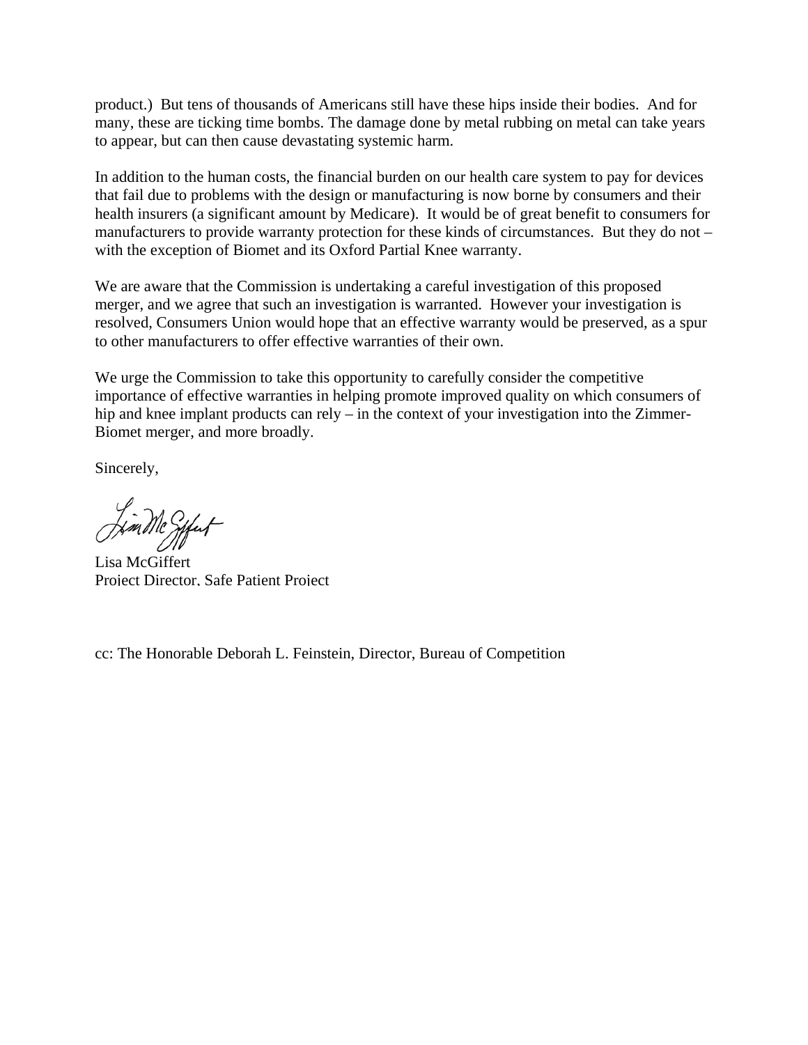product.) But tens of thousands of Americans still have these hips inside their bodies. And for many, these are ticking time bombs. The damage done by metal rubbing on metal can take years to appear, but can then cause devastating systemic harm.

In addition to the human costs, the financial burden on our health care system to pay for devices that fail due to problems with the design or manufacturing is now borne by consumers and their health insurers (a significant amount by Medicare). It would be of great benefit to consumers for manufacturers to provide warranty protection for these kinds of circumstances. But they do not – with the exception of Biomet and its Oxford Partial Knee warranty.

We are aware that the Commission is undertaking a careful investigation of this proposed merger, and we agree that such an investigation is warranted. However your investigation is resolved, Consumers Union would hope that an effective warranty would be preserved, as a spur to other manufacturers to offer effective warranties of their own.

We urge the Commission to take this opportunity to carefully consider the competitive importance of effective warranties in helping promote improved quality on which consumers of hip and knee implant products can rely – in the context of your investigation into the Zimmer-Biomet merger, and more broadly.

Sincerely,

Lisa McGiffert
Project Director, Safe Patient Project

cc: The Honorable Deborah L. Feinstein, Director, Bureau of Competition